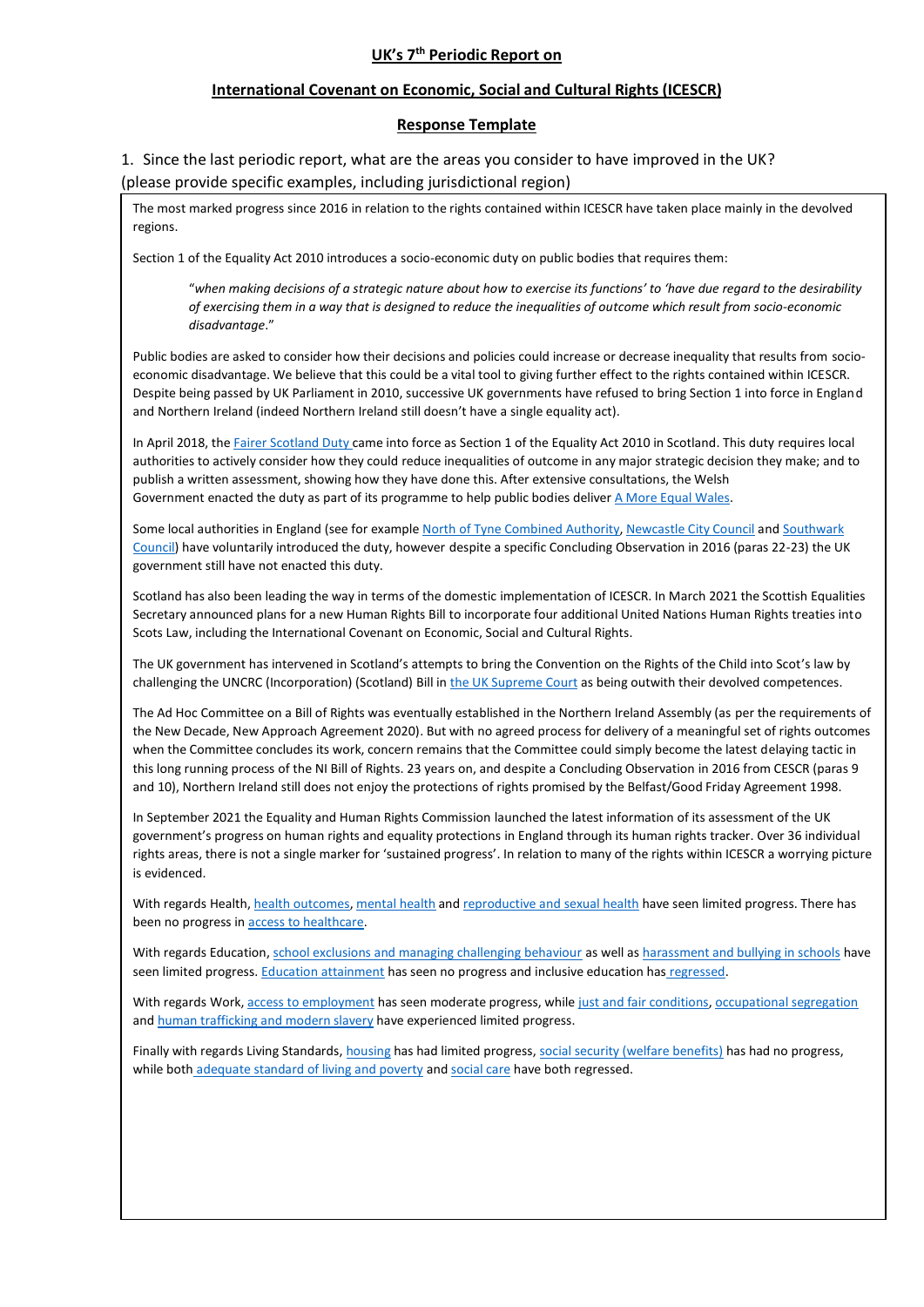**UK's 7th Periodic Report on**

**International Covenant on Economic, Social and Cultural Rights (ICESCR)**

**Response Template**

1. Since the last periodic report, what are the areas you consider to have improved in the UK? (please provide specific examples, including jurisdictional region)

The most marked progress since 2016 in relation to the rights contained within ICESCR have taken place mainly in the devolved regions.

Section 1 of the Equality Act 2010 introduces a socio-economic duty on public bodies that requires them:

> "*when making decisions of a strategic nature about how to exercise its functions' to 'have due regard to the desirability of exercising them in a way that is designed to reduce the inequalities of outcome which result from socio-economic disadvantage*."

Public bodies are asked to consider how their decisions and policies could increase or decrease inequality that results from socio-economic disadvantage. We believe that this could be a vital tool to giving further effect to the rights contained within ICESCR. Despite being passed by UK Parliament in 2010, successive UK governments have refused to bring Section 1 into force in England and Northern Ireland (indeed Northern Ireland still doesn't have a single equality act).

In April 2018, the Fairer Scotland Duty came into force as Section 1 of the Equality Act 2010 in Scotland. This duty requires local authorities to actively consider how they could reduce inequalities of outcome in any major strategic decision they make; and to publish a written assessment, showing how they have done this. After extensive consultations, the Welsh Government enacted the duty as part of its programme to help public bodies deliver A More Equal Wales.

Some local authorities in England (see for example North of Tyne Combined Authority, Newcastle City Council and Southwark Council) have voluntarily introduced the duty, however despite a specific Concluding Observation in 2016 (paras 22-23) the UK government still have not enacted this duty.

Scotland has also been leading the way in terms of the domestic implementation of ICESCR. In March 2021 the Scottish Equalities Secretary announced plans for a new Human Rights Bill to incorporate four additional United Nations Human Rights treaties into Scots Law, including the International Covenant on Economic, Social and Cultural Rights.

The UK government has intervened in Scotland's attempts to bring the Convention on the Rights of the Child into Scot's law by challenging the UNCRC (Incorporation) (Scotland) Bill in the UK Supreme Court as being outwith their devolved competences.

The Ad Hoc Committee on a Bill of Rights was eventually established in the Northern Ireland Assembly (as per the requirements of the New Decade, New Approach Agreement 2020). But with no agreed process for delivery of a meaningful set of rights outcomes when the Committee concludes its work, concern remains that the Committee could simply become the latest delaying tactic in this long running process of the NI Bill of Rights. 23 years on, and despite a Concluding Observation in 2016 from CESCR (paras 9 and 10), Northern Ireland still does not enjoy the protections of rights promised by the Belfast/Good Friday Agreement 1998.

In September 2021 the Equality and Human Rights Commission launched the latest information of its assessment of the UK government's progress on human rights and equality protections in England through its human rights tracker. Over 36 individual rights areas, there is not a single marker for 'sustained progress'. In relation to many of the rights within ICESCR a worrying picture is evidenced.

With regards Health, health outcomes, mental health and reproductive and sexual health have seen limited progress. There has been no progress in access to healthcare.

With regards Education, school exclusions and managing challenging behaviour as well as harassment and bullying in schools have seen limited progress. Education attainment has seen no progress and inclusive education has regressed.

With regards Work, access to employment has seen moderate progress, while just and fair conditions, occupational segregation and human trafficking and modern slavery have experienced limited progress.

Finally with regards Living Standards, housing has had limited progress, social security (welfare benefits) has had no progress, while both adequate standard of living and poverty and social care have both regressed.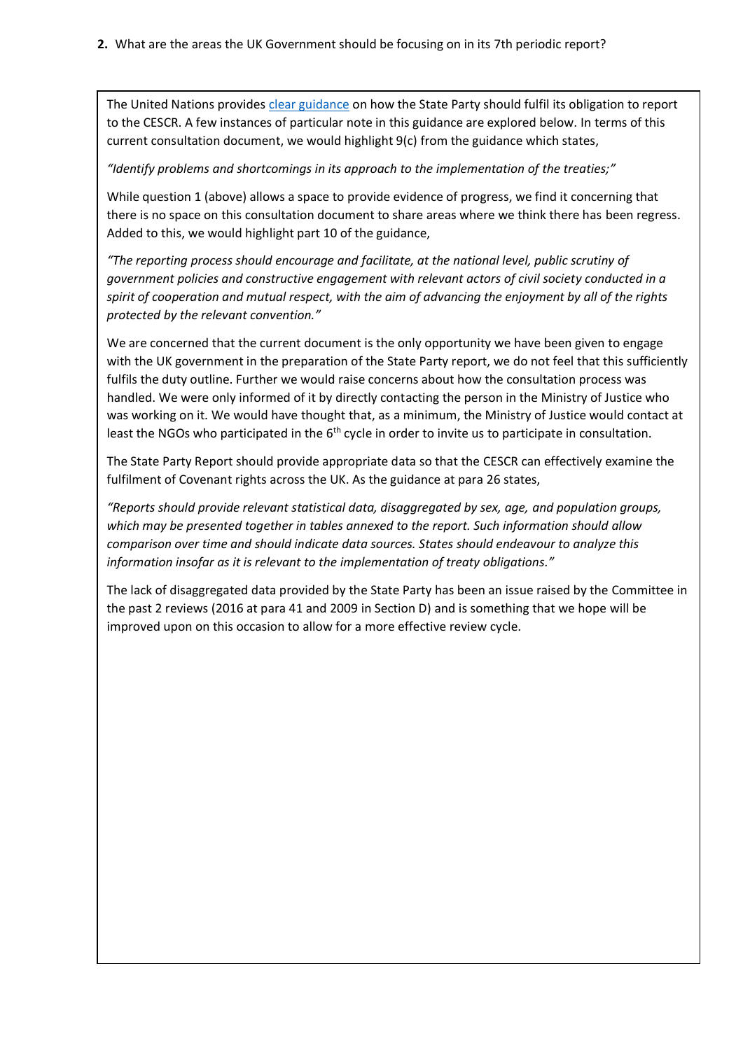**2.** What are the areas the UK Government should be focusing on in its 7th periodic report?

The United Nations provides clear guidance on how the State Party should fulfil its obligation to report to the CESCR. A few instances of particular note in this guidance are explored below. In terms of this current consultation document, we would highlight 9(c) from the guidance which states,

*"Identify problems and shortcomings in its approach to the implementation of the treaties;"*

While question 1 (above) allows a space to provide evidence of progress, we find it concerning that there is no space on this consultation document to share areas where we think there has been regress. Added to this, we would highlight part 10 of the guidance,

*"The reporting process should encourage and facilitate, at the national level, public scrutiny of government policies and constructive engagement with relevant actors of civil society conducted in a spirit of cooperation and mutual respect, with the aim of advancing the enjoyment by all of the rights protected by the relevant convention."*

We are concerned that the current document is the only opportunity we have been given to engage with the UK government in the preparation of the State Party report, we do not feel that this sufficiently fulfils the duty outline. Further we would raise concerns about how the consultation process was handled. We were only informed of it by directly contacting the person in the Ministry of Justice who was working on it. We would have thought that, as a minimum, the Ministry of Justice would contact at least the NGOs who participated in the 6th cycle in order to invite us to participate in consultation.

The State Party Report should provide appropriate data so that the CESCR can effectively examine the fulfilment of Covenant rights across the UK. As the guidance at para 26 states,

*"Reports should provide relevant statistical data, disaggregated by sex, age, and population groups, which may be presented together in tables annexed to the report. Such information should allow comparison over time and should indicate data sources. States should endeavour to analyze this information insofar as it is relevant to the implementation of treaty obligations."*

The lack of disaggregated data provided by the State Party has been an issue raised by the Committee in the past 2 reviews (2016 at para 41 and 2009 in Section D) and is something that we hope will be improved upon on this occasion to allow for a more effective review cycle.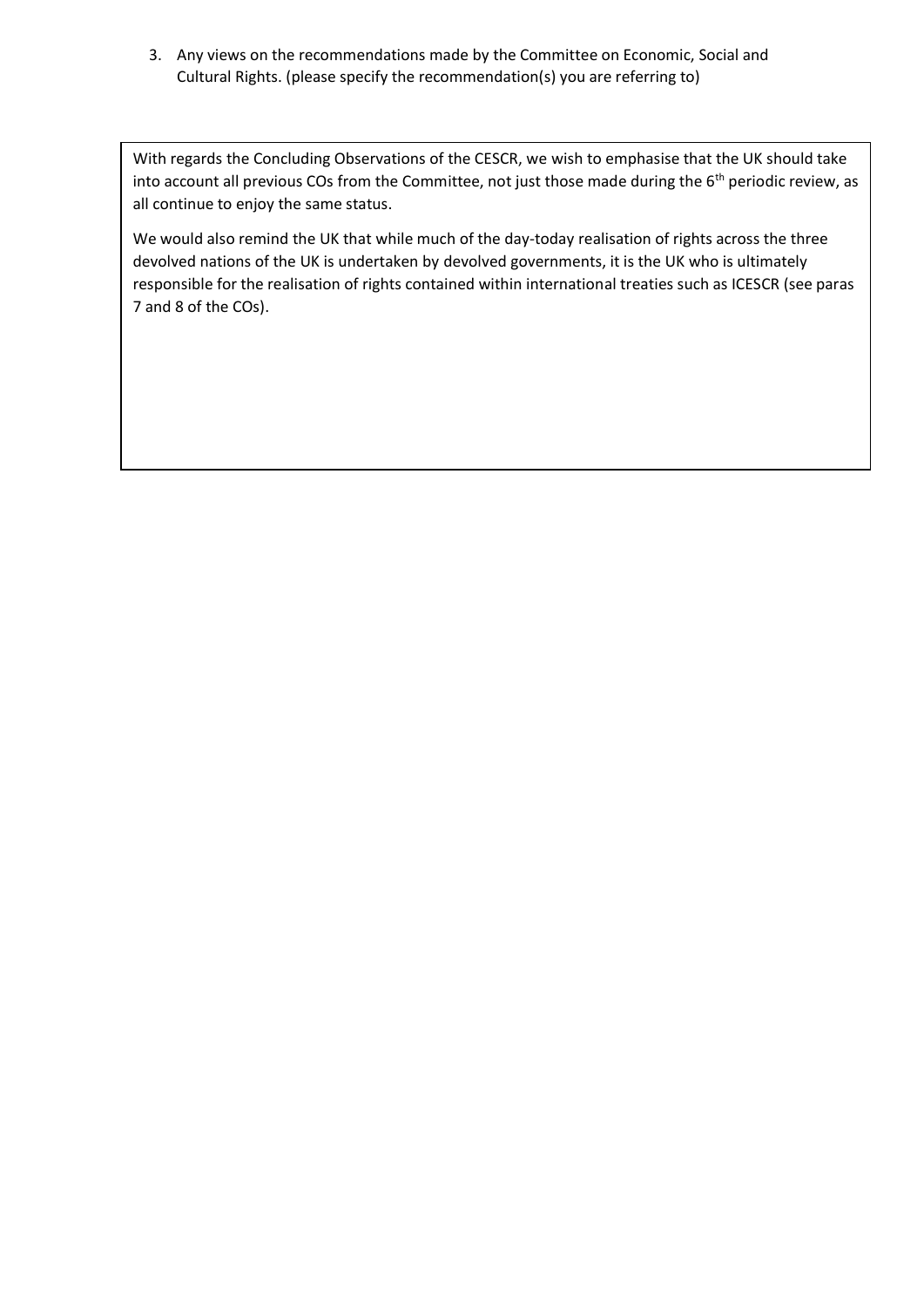3. Any views on the recommendations made by the Committee on Economic, Social and Cultural Rights. (please specify the recommendation(s) you are referring to)

With regards the Concluding Observations of the CESCR, we wish to emphasise that the UK should take into account all previous COs from the Committee, not just those made during the 6th periodic review, as all continue to enjoy the same status.

We would also remind the UK that while much of the day-today realisation of rights across the three devolved nations of the UK is undertaken by devolved governments, it is the UK who is ultimately responsible for the realisation of rights contained within international treaties such as ICESCR (see paras 7 and 8 of the COs).